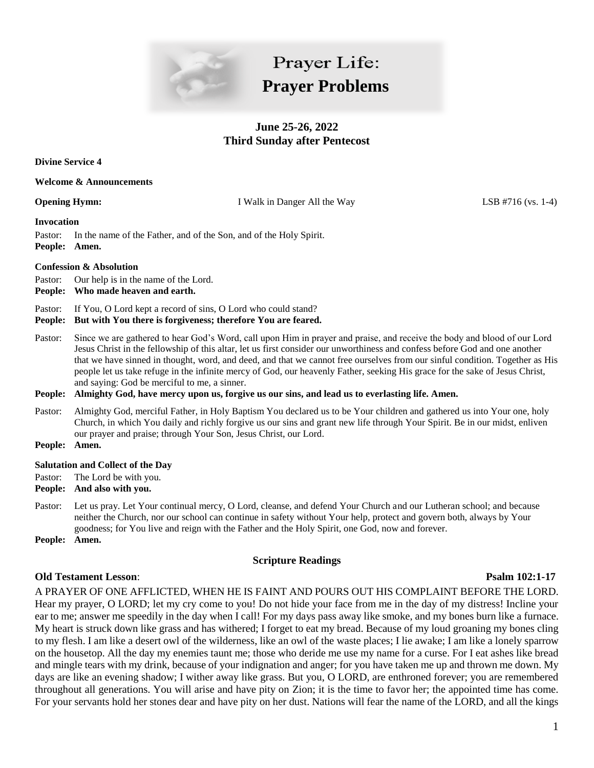# Prayer Life:
# Prayer Problems

## June 25-26, 2022
## Third Sunday after Pentecost

**Divine Service 4**

**Welcome & Announcements**

**Opening Hymn:** I Walk in Danger All the Way LSB #716 (vs. 1-4)

**Invocation**

Pastor: In the name of the Father, and of the Son, and of the Holy Spirit.
**People: Amen.**

**Confession & Absolution**

Pastor: Our help is in the name of the Lord.
**People: Who made heaven and earth.**

Pastor: If You, O Lord kept a record of sins, O Lord who could stand?
**People: But with You there is forgiveness; therefore You are feared.**

Pastor: Since we are gathered to hear God's Word, call upon Him in prayer and praise, and receive the body and blood of our Lord Jesus Christ in the fellowship of this altar, let us first consider our unworthiness and confess before God and one another that we have sinned in thought, word, and deed, and that we cannot free ourselves from our sinful condition. Together as His people let us take refuge in the infinite mercy of God, our heavenly Father, seeking His grace for the sake of Jesus Christ, and saying: God be merciful to me, a sinner.
**People: Almighty God, have mercy upon us, forgive us our sins, and lead us to everlasting life. Amen.**

Pastor: Almighty God, merciful Father, in Holy Baptism You declared us to be Your children and gathered us into Your one, holy Church, in which You daily and richly forgive us our sins and grant new life through Your Spirit. Be in our midst, enliven our prayer and praise; through Your Son, Jesus Christ, our Lord.
**People: Amen.**

**Salutation and Collect of the Day**

Pastor: The Lord be with you.
**People: And also with you.**

Pastor: Let us pray. Let Your continual mercy, O Lord, cleanse, and defend Your Church and our Lutheran school; and because neither the Church, nor our school can continue in safety without Your help, protect and govern both, always by Your goodness; for You live and reign with the Father and the Holy Spirit, one God, now and forever.
**People: Amen.**

### Scripture Readings

**Old Testament Lesson**: **Psalm 102:1-17**

A PRAYER OF ONE AFFLICTED, WHEN HE IS FAINT AND POURS OUT HIS COMPLAINT BEFORE THE LORD. Hear my prayer, O LORD; let my cry come to you! Do not hide your face from me in the day of my distress! Incline your ear to me; answer me speedily in the day when I call! For my days pass away like smoke, and my bones burn like a furnace. My heart is struck down like grass and has withered; I forget to eat my bread. Because of my loud groaning my bones cling to my flesh. I am like a desert owl of the wilderness, like an owl of the waste places; I lie awake; I am like a lonely sparrow on the housetop. All the day my enemies taunt me; those who deride me use my name for a curse. For I eat ashes like bread and mingle tears with my drink, because of your indignation and anger; for you have taken me up and thrown me down. My days are like an evening shadow; I wither away like grass. But you, O LORD, are enthroned forever; you are remembered throughout all generations. You will arise and have pity on Zion; it is the time to favor her; the appointed time has come. For your servants hold her stones dear and have pity on her dust. Nations will fear the name of the LORD, and all the kings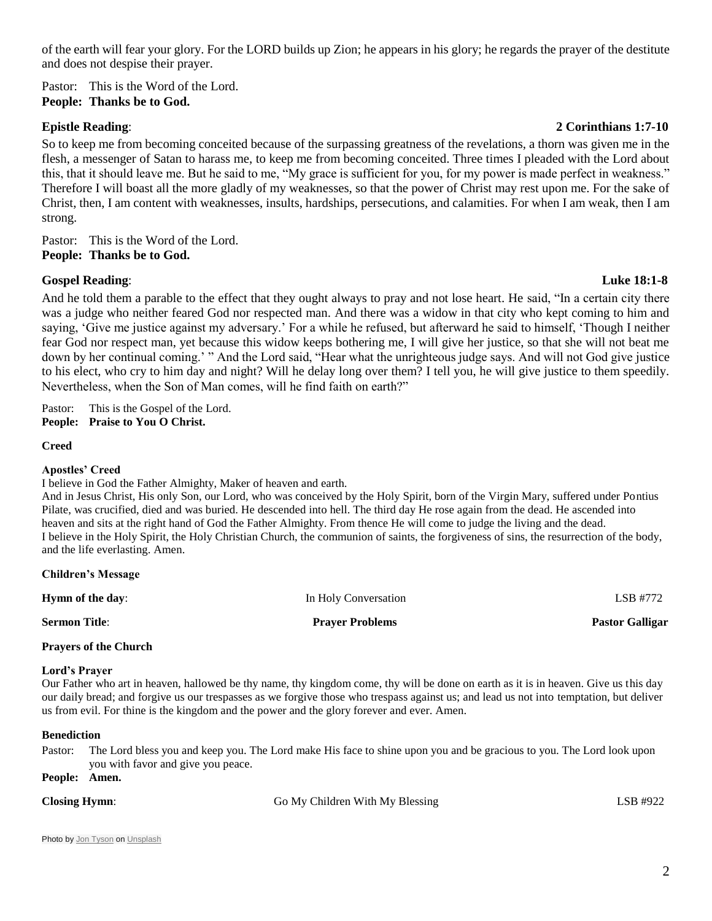of the earth will fear your glory. For the LORD builds up Zion; he appears in his glory; he regards the prayer of the destitute and does not despise their prayer.

Pastor: This is the Word of the Lord.
**People: Thanks be to God.**

**Epistle Reading**: **2 Corinthians 1:7-10**

So to keep me from becoming conceited because of the surpassing greatness of the revelations, a thorn was given me in the flesh, a messenger of Satan to harass me, to keep me from becoming conceited. Three times I pleaded with the Lord about this, that it should leave me. But he said to me, "My grace is sufficient for you, for my power is made perfect in weakness." Therefore I will boast all the more gladly of my weaknesses, so that the power of Christ may rest upon me. For the sake of Christ, then, I am content with weaknesses, insults, hardships, persecutions, and calamities. For when I am weak, then I am strong.

Pastor: This is the Word of the Lord.
**People: Thanks be to God.**

**Gospel Reading**: **Luke 18:1-8**

And he told them a parable to the effect that they ought always to pray and not lose heart. He said, "In a certain city there was a judge who neither feared God nor respected man. And there was a widow in that city who kept coming to him and saying, 'Give me justice against my adversary.' For a while he refused, but afterward he said to himself, 'Though I neither fear God nor respect man, yet because this widow keeps bothering me, I will give her justice, so that she will not beat me down by her continual coming.' " And the Lord said, "Hear what the unrighteous judge says. And will not God give justice to his elect, who cry to him day and night? Will he delay long over them? I tell you, he will give justice to them speedily. Nevertheless, when the Son of Man comes, will he find faith on earth?"

Pastor: This is the Gospel of the Lord.
**People: Praise to You O Christ.**

**Creed**

**Apostles' Creed**

I believe in God the Father Almighty, Maker of heaven and earth.
And in Jesus Christ, His only Son, our Lord, who was conceived by the Holy Spirit, born of the Virgin Mary, suffered under Pontius Pilate, was crucified, died and was buried. He descended into hell. The third day He rose again from the dead. He ascended into heaven and sits at the right hand of God the Father Almighty. From thence He will come to judge the living and the dead.
I believe in the Holy Spirit, the Holy Christian Church, the communion of saints, the forgiveness of sins, the resurrection of the body, and the life everlasting. Amen.

**Children's Message**

**Hymn of the day**: In Holy Conversation LSB #772

**Sermon Title**: **Prayer Problems** **Pastor Galligar**

**Prayers of the Church**

**Lord's Prayer**

Our Father who art in heaven, hallowed be thy name, thy kingdom come, thy will be done on earth as it is in heaven. Give us this day our daily bread; and forgive us our trespasses as we forgive those who trespass against us; and lead us not into temptation, but deliver us from evil. For thine is the kingdom and the power and the glory forever and ever. Amen.

**Benediction**

Pastor: The Lord bless you and keep you. The Lord make His face to shine upon you and be gracious to you. The Lord look upon you with favor and give you peace.
**People: Amen.**

**Closing Hymn**: Go My Children With My Blessing LSB #922

Photo by Jon Tyson on Unsplash